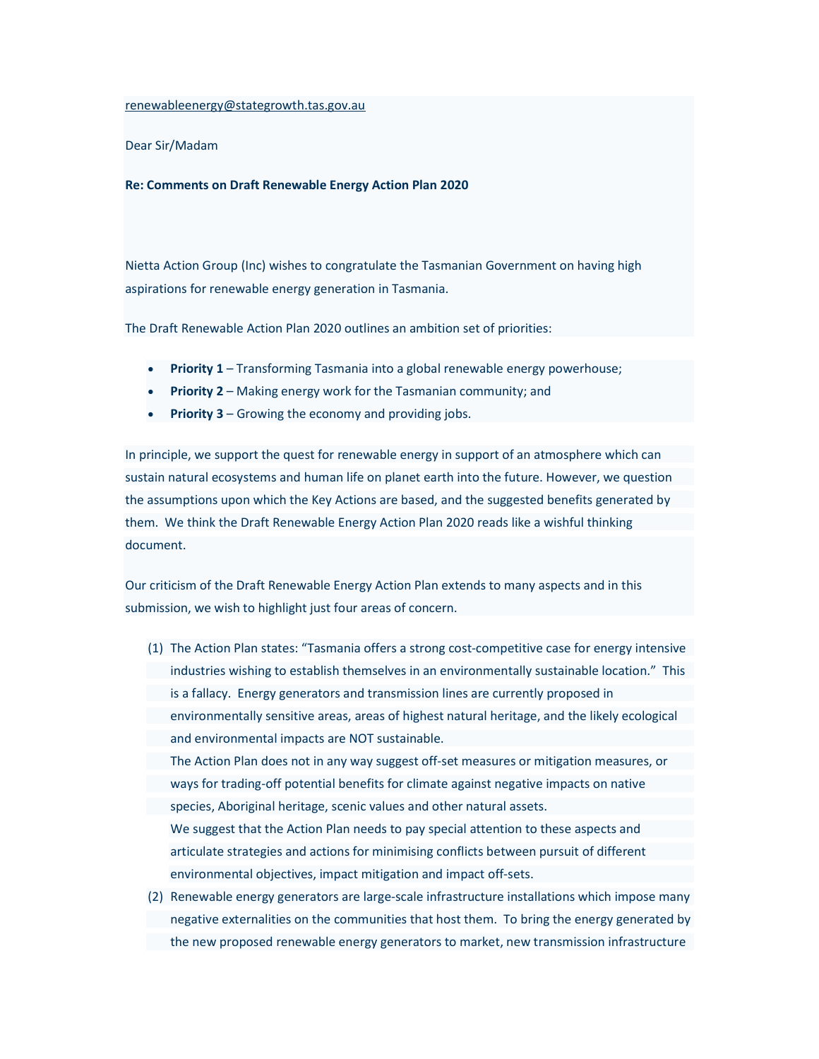renewableenergy@stategrowth.tas.gov.au

Dear Sir/Madam

**Re: Comments on Draft Renewable Energy Action Plan 2020**

Nietta Action Group (Inc) wishes to congratulate the Tasmanian Government on having high aspirations for renewable energy generation in Tasmania.

The Draft Renewable Action Plan 2020 outlines an ambition set of priorities:

- **Priority 1** – Transforming Tasmania into a global renewable energy powerhouse;
- **Priority 2** – Making energy work for the Tasmanian community; and
- **Priority 3** – Growing the economy and providing jobs.

In principle, we support the quest for renewable energy in support of an atmosphere which can sustain natural ecosystems and human life on planet earth into the future. However, we question the assumptions upon which the Key Actions are based, and the suggested benefits generated by them. We think the Draft Renewable Energy Action Plan 2020 reads like a wishful thinking document.

Our criticism of the Draft Renewable Energy Action Plan extends to many aspects and in this submission, we wish to highlight just four areas of concern.

(1) The Action Plan states: "Tasmania offers a strong cost-competitive case for energy intensive industries wishing to establish themselves in an environmentally sustainable location." This is a fallacy. Energy generators and transmission lines are currently proposed in environmentally sensitive areas, areas of highest natural heritage, and the likely ecological and environmental impacts are NOT sustainable.
The Action Plan does not in any way suggest off-set measures or mitigation measures, or ways for trading-off potential benefits for climate against negative impacts on native species, Aboriginal heritage, scenic values and other natural assets.
We suggest that the Action Plan needs to pay special attention to these aspects and articulate strategies and actions for minimising conflicts between pursuit of different environmental objectives, impact mitigation and impact off-sets.

(2) Renewable energy generators are large-scale infrastructure installations which impose many negative externalities on the communities that host them. To bring the energy generated by the new proposed renewable energy generators to market, new transmission infrastructure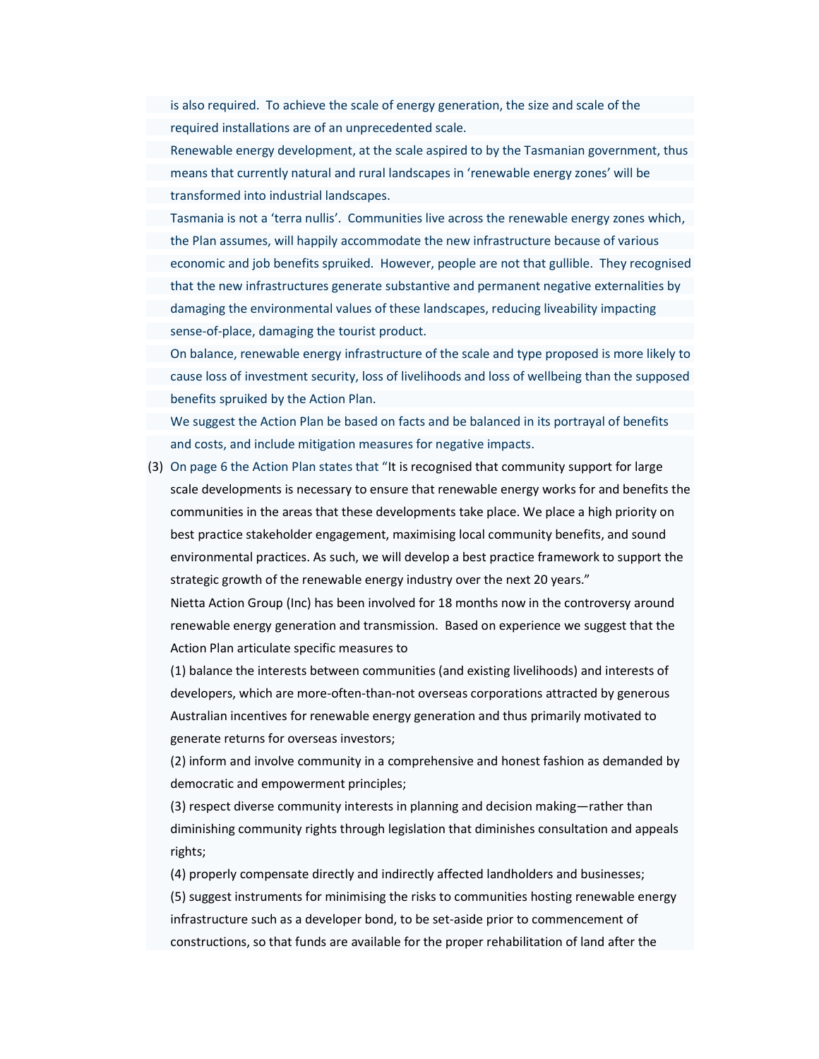is also required. To achieve the scale of energy generation, the size and scale of the required installations are of an unprecedented scale.

Renewable energy development, at the scale aspired to by the Tasmanian government, thus means that currently natural and rural landscapes in 'renewable energy zones' will be transformed into industrial landscapes.

Tasmania is not a 'terra nullis'. Communities live across the renewable energy zones which, the Plan assumes, will happily accommodate the new infrastructure because of various economic and job benefits spruiked. However, people are not that gullible. They recognised that the new infrastructures generate substantive and permanent negative externalities by damaging the environmental values of these landscapes, reducing liveability impacting sense-of-place, damaging the tourist product.

On balance, renewable energy infrastructure of the scale and type proposed is more likely to cause loss of investment security, loss of livelihoods and loss of wellbeing than the supposed benefits spruiked by the Action Plan.

We suggest the Action Plan be based on facts and be balanced in its portrayal of benefits and costs, and include mitigation measures for negative impacts.

(3) On page 6 the Action Plan states that "It is recognised that community support for large scale developments is necessary to ensure that renewable energy works for and benefits the communities in the areas that these developments take place. We place a high priority on best practice stakeholder engagement, maximising local community benefits, and sound environmental practices. As such, we will develop a best practice framework to support the strategic growth of the renewable energy industry over the next 20 years."

Nietta Action Group (Inc) has been involved for 18 months now in the controversy around renewable energy generation and transmission. Based on experience we suggest that the Action Plan articulate specific measures to

(1) balance the interests between communities (and existing livelihoods) and interests of developers, which are more-often-than-not overseas corporations attracted by generous Australian incentives for renewable energy generation and thus primarily motivated to generate returns for overseas investors;

(2) inform and involve community in a comprehensive and honest fashion as demanded by democratic and empowerment principles;

(3) respect diverse community interests in planning and decision making—rather than diminishing community rights through legislation that diminishes consultation and appeals rights;

(4) properly compensate directly and indirectly affected landholders and businesses;

(5) suggest instruments for minimising the risks to communities hosting renewable energy infrastructure such as a developer bond, to be set-aside prior to commencement of constructions, so that funds are available for the proper rehabilitation of land after the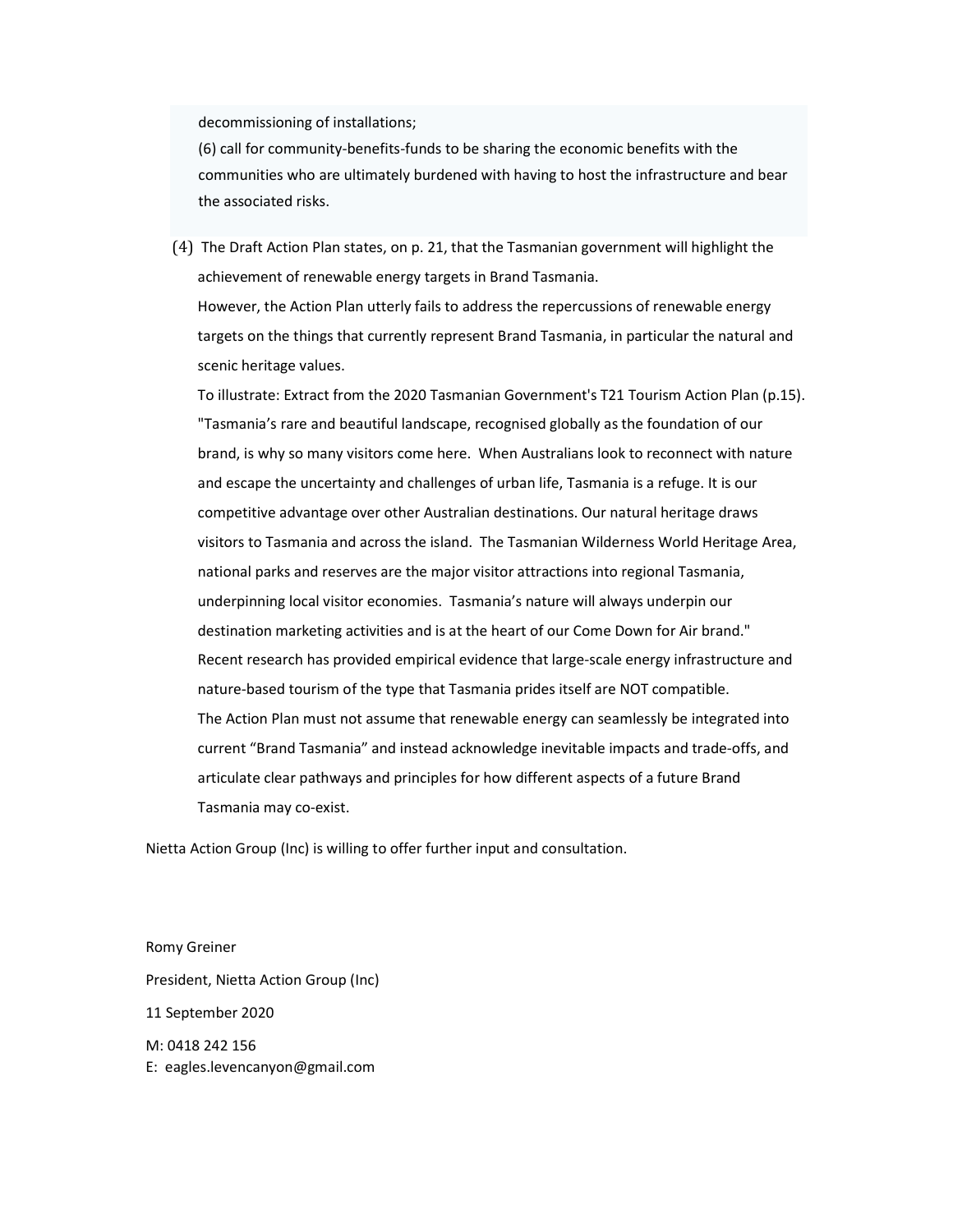decommissioning of installations;

(6) call for community-benefits-funds to be sharing the economic benefits with the communities who are ultimately burdened with having to host the infrastructure and bear the associated risks.

(4) The Draft Action Plan states, on p. 21, that the Tasmanian government will highlight the achievement of renewable energy targets in Brand Tasmania.
However, the Action Plan utterly fails to address the repercussions of renewable energy targets on the things that currently represent Brand Tasmania, in particular the natural and scenic heritage values.
To illustrate: Extract from the 2020 Tasmanian Government's T21 Tourism Action Plan (p.15). "Tasmania's rare and beautiful landscape, recognised globally as the foundation of our brand, is why so many visitors come here. When Australians look to reconnect with nature and escape the uncertainty and challenges of urban life, Tasmania is a refuge. It is our competitive advantage over other Australian destinations. Our natural heritage draws visitors to Tasmania and across the island. The Tasmanian Wilderness World Heritage Area, national parks and reserves are the major visitor attractions into regional Tasmania, underpinning local visitor economies. Tasmania's nature will always underpin our destination marketing activities and is at the heart of our Come Down for Air brand."
Recent research has provided empirical evidence that large-scale energy infrastructure and nature-based tourism of the type that Tasmania prides itself are NOT compatible.
The Action Plan must not assume that renewable energy can seamlessly be integrated into current "Brand Tasmania" and instead acknowledge inevitable impacts and trade-offs, and articulate clear pathways and principles for how different aspects of a future Brand Tasmania may co-exist.

Nietta Action Group (Inc) is willing to offer further input and consultation.

Romy Greiner

President, Nietta Action Group (Inc)

11 September 2020

M: 0418 242 156
E: eagles.levencanyon@gmail.com